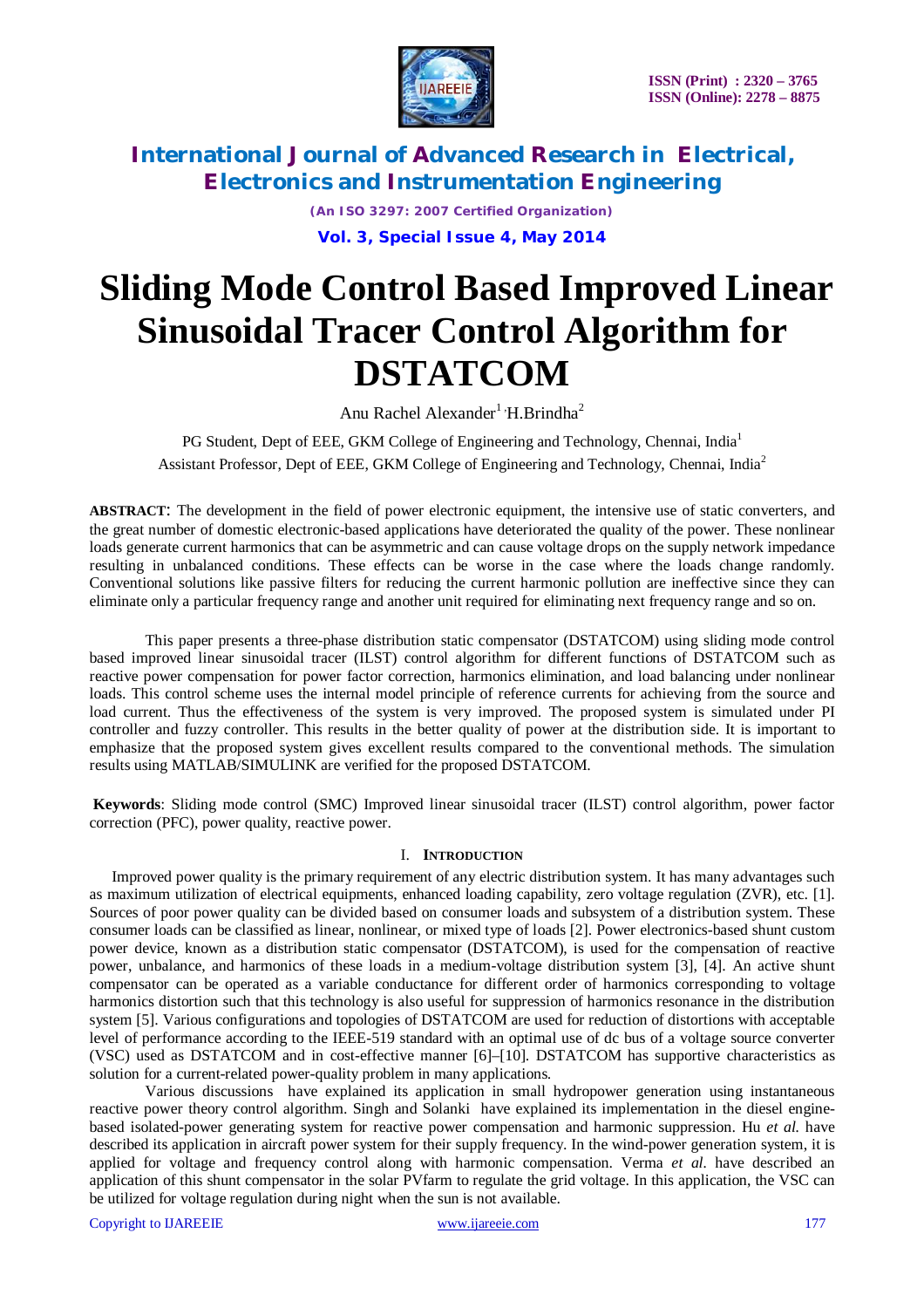# Sliding Mode Control Based Improved Linear Sinusoidal Tracer Control Algorithm for DSTATCOM

Anu Rachel Alexander[1], H.Brindha[2]

PG Student, Dept of EEE, GKM College of Engineering and Technology, Chennai, India[1]

Assistant Professor, Dept of EEE, GKM College of Engineering and Technology, Chennai, India[2]

**ABSTRACT**: The development in the field of power electronic equipment, the intensive use of static converters, and the great number of domestic electronic-based applications have deteriorated the quality of the power. These nonlinear loads generate current harmonics that can be asymmetric and can cause voltage drops on the supply network impedance resulting in unbalanced conditions. These effects can be worse in the case where the loads change randomly. Conventional solutions like passive filters for reducing the current harmonic pollution are ineffective since they can eliminate only a particular frequency range and another unit required for eliminating next frequency range and so on.

This paper presents a three-phase distribution static compensator (DSTATCOM) using sliding mode control based improved linear sinusoidal tracer (ILST) control algorithm for different functions of DSTATCOM such as reactive power compensation for power factor correction, harmonics elimination, and load balancing under nonlinear loads. This control scheme uses the internal model principle of reference currents for achieving from the source and load current. Thus the effectiveness of the system is very improved. The proposed system is simulated under PI controller and fuzzy controller. This results in the better quality of power at the distribution side. It is important to emphasize that the proposed system gives excellent results compared to the conventional methods. The simulation results using MATLAB/SIMULINK are verified for the proposed DSTATCOM.

**Keywords**: Sliding mode control (SMC) Improved linear sinusoidal tracer (ILST) control algorithm, power factor correction (PFC), power quality, reactive power.

## I. INTRODUCTION

Improved power quality is the primary requirement of any electric distribution system. It has many advantages such as maximum utilization of electrical equipments, enhanced loading capability, zero voltage regulation (ZVR), etc. [1]. Sources of poor power quality can be divided based on consumer loads and subsystem of a distribution system. These consumer loads can be classified as linear, nonlinear, or mixed type of loads [2]. Power electronics-based shunt custom power device, known as a distribution static compensator (DSTATCOM), is used for the compensation of reactive power, unbalance, and harmonics of these loads in a medium-voltage distribution system [3], [4]. An active shunt compensator can be operated as a variable conductance for different order of harmonics corresponding to voltage harmonics distortion such that this technology is also useful for suppression of harmonics resonance in the distribution system [5]. Various configurations and topologies of DSTATCOM are used for reduction of distortions with acceptable level of performance according to the IEEE-519 standard with an optimal use of dc bus of a voltage source converter (VSC) used as DSTATCOM and in cost-effective manner [6]–[10]. DSTATCOM has supportive characteristics as solution for a current-related power-quality problem in many applications.

Various discussions have explained its application in small hydropower generation using instantaneous reactive power theory control algorithm. Singh and Solanki have explained its implementation in the diesel engine-based isolated-power generating system for reactive power compensation and harmonic suppression. Hu *et al.* have described its application in aircraft power system for their supply frequency. In the wind-power generation system, it is applied for voltage and frequency control along with harmonic compensation. Verma *et al.* have described an application of this shunt compensator in the solar PVfarm to regulate the grid voltage. In this application, the VSC can be utilized for voltage regulation during night when the sun is not available.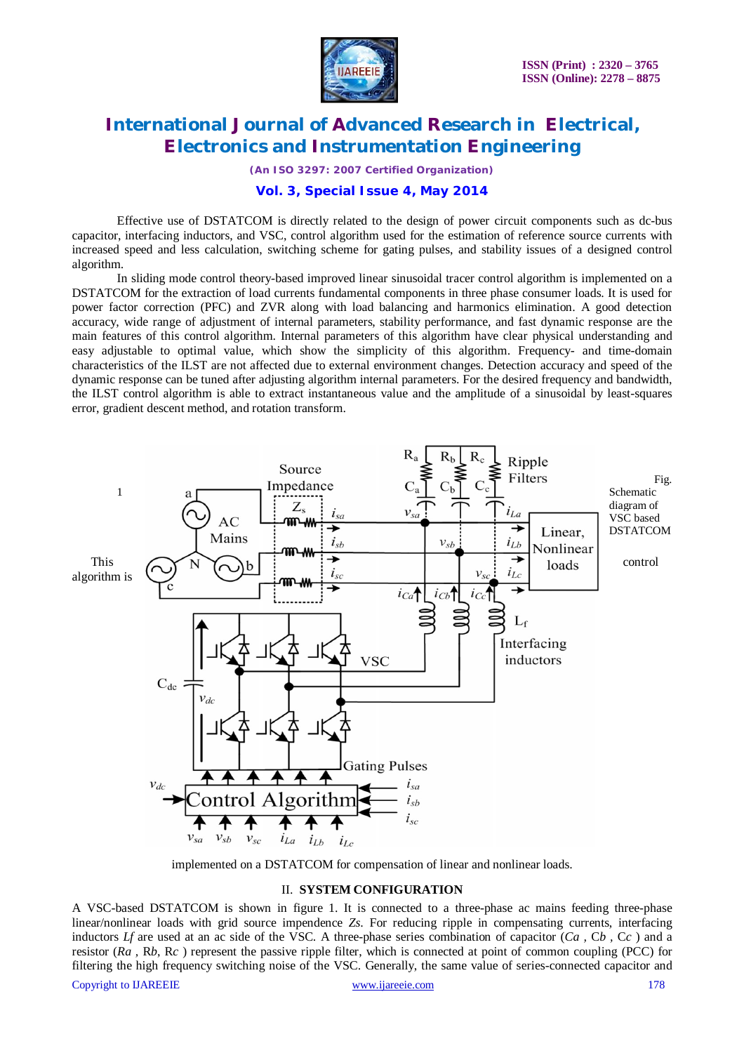Effective use of DSTATCOM is directly related to the design of power circuit components such as dc-bus capacitor, interfacing inductors, and VSC, control algorithm used for the estimation of reference source currents with increased speed and less calculation, switching scheme for gating pulses, and stability issues of a designed control algorithm.

In sliding mode control theory-based improved linear sinusoidal tracer control algorithm is implemented on a DSTATCOM for the extraction of load currents fundamental components in three phase consumer loads. It is used for power factor correction (PFC) and ZVR along with load balancing and harmonics elimination. A good detection accuracy, wide range of adjustment of internal parameters, stability performance, and fast dynamic response are the main features of this control algorithm. Internal parameters of this algorithm have clear physical understanding and easy adjustable to optimal value, which show the simplicity of this algorithm. Frequency- and time-domain characteristics of the ILST are not affected due to external environment changes. Detection accuracy and speed of the dynamic response can be tuned after adjusting algorithm internal parameters. For the desired frequency and bandwidth, the ILST control algorithm is able to extract instantaneous value and the amplitude of a sinusoidal by least-squares error, gradient descent method, and rotation transform.

Fig. 1 Schematic diagram of VSC based DSTATCOM control This algorithm is implemented on a DSTATCOM for compensation of linear and nonlinear loads.

## II. SYSTEM CONFIGURATION

A VSC-based DSTATCOM is shown in figure 1. It is connected to a three-phase ac mains feeding three-phase linear/nonlinear loads with grid source impendence *Zs*. For reducing ripple in compensating currents, interfacing inductors *Lf* are used at an ac side of the VSC. A three-phase series combination of capacitor (*Ca* , C*b* , C*c* ) and a resistor (*Ra* , R*b*, R*c* ) represent the passive ripple filter, which is connected at point of common coupling (PCC) for filtering the high frequency switching noise of the VSC. Generally, the same value of series-connected capacitor and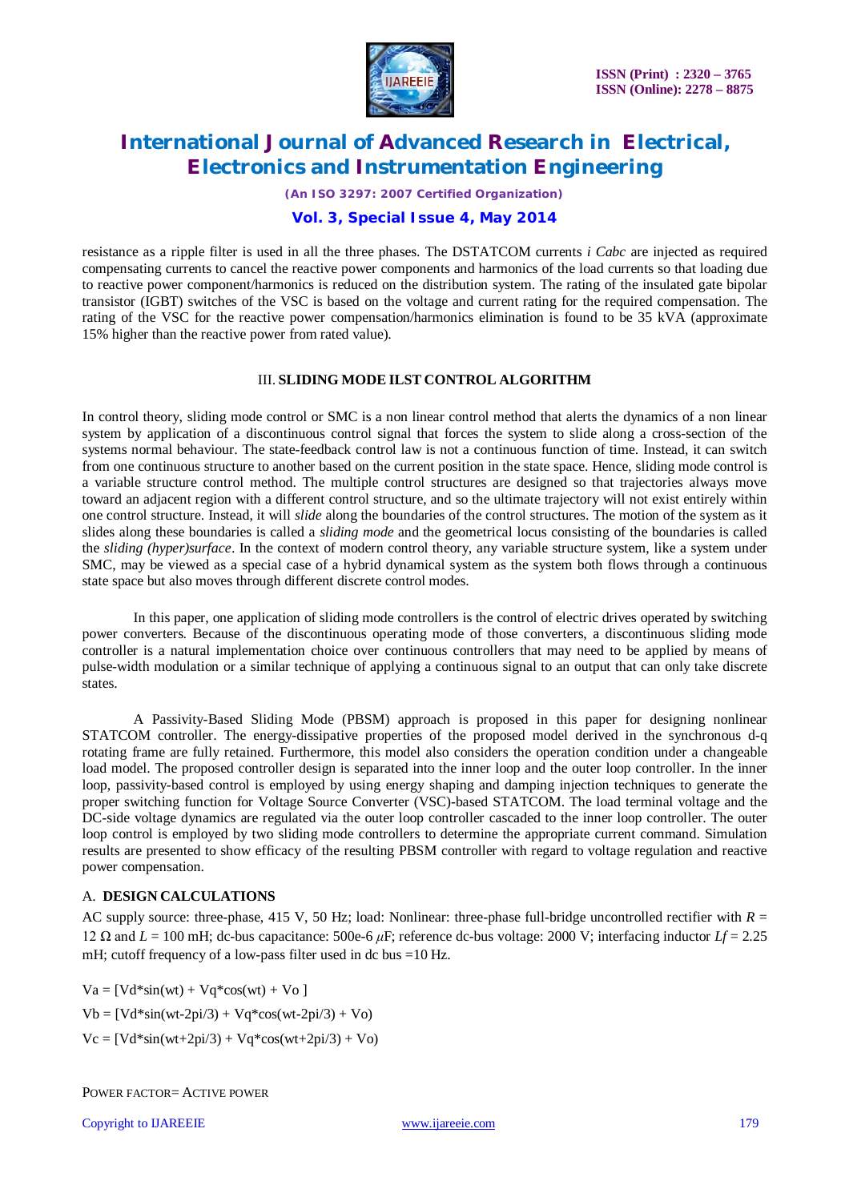resistance as a ripple filter is used in all the three phases. The DSTATCOM currents *i Cabc* are injected as required compensating currents to cancel the reactive power components and harmonics of the load currents so that loading due to reactive power component/harmonics is reduced on the distribution system. The rating of the insulated gate bipolar transistor (IGBT) switches of the VSC is based on the voltage and current rating for the required compensation. The rating of the VSC for the reactive power compensation/harmonics elimination is found to be 35 kVA (approximate 15% higher than the reactive power from rated value).

## III. SLIDING MODE ILST CONTROL ALGORITHM

In control theory, sliding mode control or SMC is a non linear control method that alerts the dynamics of a non linear system by application of a discontinuous control signal that forces the system to slide along a cross-section of the systems normal behaviour. The state-feedback control law is not a continuous function of time. Instead, it can switch from one continuous structure to another based on the current position in the state space. Hence, sliding mode control is a variable structure control method. The multiple control structures are designed so that trajectories always move toward an adjacent region with a different control structure, and so the ultimate trajectory will not exist entirely within one control structure. Instead, it will *slide* along the boundaries of the control structures. The motion of the system as it slides along these boundaries is called a *sliding mode* and the geometrical locus consisting of the boundaries is called the *sliding (hyper)surface*. In the context of modern control theory, any variable structure system, like a system under SMC, may be viewed as a special case of a hybrid dynamical system as the system both flows through a continuous state space but also moves through different discrete control modes.

In this paper, one application of sliding mode controllers is the control of electric drives operated by switching power converters. Because of the discontinuous operating mode of those converters, a discontinuous sliding mode controller is a natural implementation choice over continuous controllers that may need to be applied by means of pulse-width modulation or a similar technique of applying a continuous signal to an output that can only take discrete states.

A Passivity-Based Sliding Mode (PBSM) approach is proposed in this paper for designing nonlinear STATCOM controller. The energy-dissipative properties of the proposed model derived in the synchronous d-q rotating frame are fully retained. Furthermore, this model also considers the operation condition under a changeable load model. The proposed controller design is separated into the inner loop and the outer loop controller. In the inner loop, passivity-based control is employed by using energy shaping and damping injection techniques to generate the proper switching function for Voltage Source Converter (VSC)-based STATCOM. The load terminal voltage and the DC-side voltage dynamics are regulated via the outer loop controller cascaded to the inner loop controller. The outer loop control is employed by two sliding mode controllers to determine the appropriate current command. Simulation results are presented to show efficacy of the resulting PBSM controller with regard to voltage regulation and reactive power compensation.

### A. DESIGN CALCULATIONS

AC supply source: three-phase, 415 V, 50 Hz; load: Nonlinear: three-phase full-bridge uncontrolled rectifier with $R$ = 12 Ω and $L$ = 100 mH; dc-bus capacitance: 500e-6 $\mu$F; reference dc-bus voltage: 2000 V; interfacing inductor $L_f$ = 2.25 mH; cutoff frequency of a low-pass filter used in dc bus =10 Hz.

Va = [Vd*sin(wt) + Vq*cos(wt) + Vo ]

Vb = [Vd*sin(wt-2pi/3) + Vq*cos(wt-2pi/3) + Vo)

Vc = [Vd*sin(wt+2pi/3) + Vq*cos(wt+2pi/3) + Vo)

POWER FACTOR= ACTIVE POWER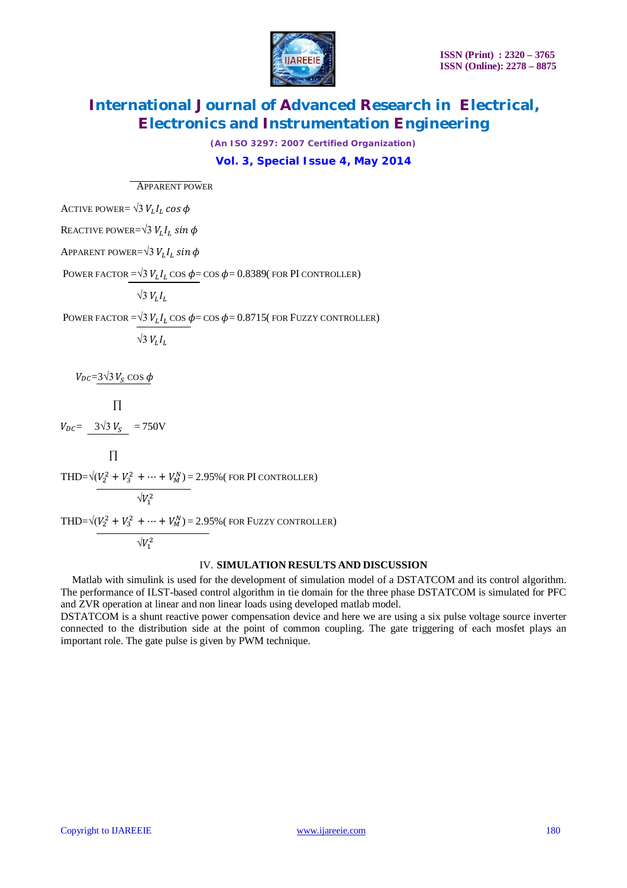APPARENT POWER

ACTIVE POWER= $\sqrt{3}\, V_L I_L \cos\phi$

REACTIVE POWER= $\sqrt{3}\, V_L I_L \sin\phi$

APPARENT POWER= $\sqrt{3}\, V_L I_L \sin\phi$

POWER FACTOR $= \frac{\sqrt{3}\, V_L I_L \cos\phi}{\sqrt{3}\, V_L I_L} = \cos\phi = 0.8389$ ( FOR PI CONTROLLER)

POWER FACTOR $= \frac{\sqrt{3}\, V_L I_L \cos\phi}{\sqrt{3}\, V_L I_L} = \cos\phi = 0.8715$ ( FOR FUZZY CONTROLLER)

$$V_{DC} = \frac{3\sqrt{3}\, V_S \cos\phi}{\Pi}$$

$$V_{DC} = \frac{3\sqrt{3}\, V_S}{\Pi} = 750\text{V}$$

THD $= \frac{\sqrt{(V_2^2 + V_3^2 + \cdots + V_M^N)}}{\sqrt{V_1^2}} = 2.95\%$ ( FOR PI CONTROLLER)

THD $= \frac{\sqrt{(V_2^2 + V_3^2 + \cdots + V_M^N)}}{\sqrt{V_1^2}} = 2.95\%$ ( FOR FUZZY CONTROLLER)

## IV. SIMULATION RESULTS AND DISCUSSION

Matlab with simulink is used for the development of simulation model of a DSTATCOM and its control algorithm. The performance of ILST-based control algorithm in tie domain for the three phase DSTATCOM is simulated for PFC and ZVR operation at linear and non linear loads using developed matlab model.

DSTATCOM is a shunt reactive power compensation device and here we are using a six pulse voltage source inverter connected to the distribution side at the point of common coupling. The gate triggering of each mosfet plays an important role. The gate pulse is given by PWM technique.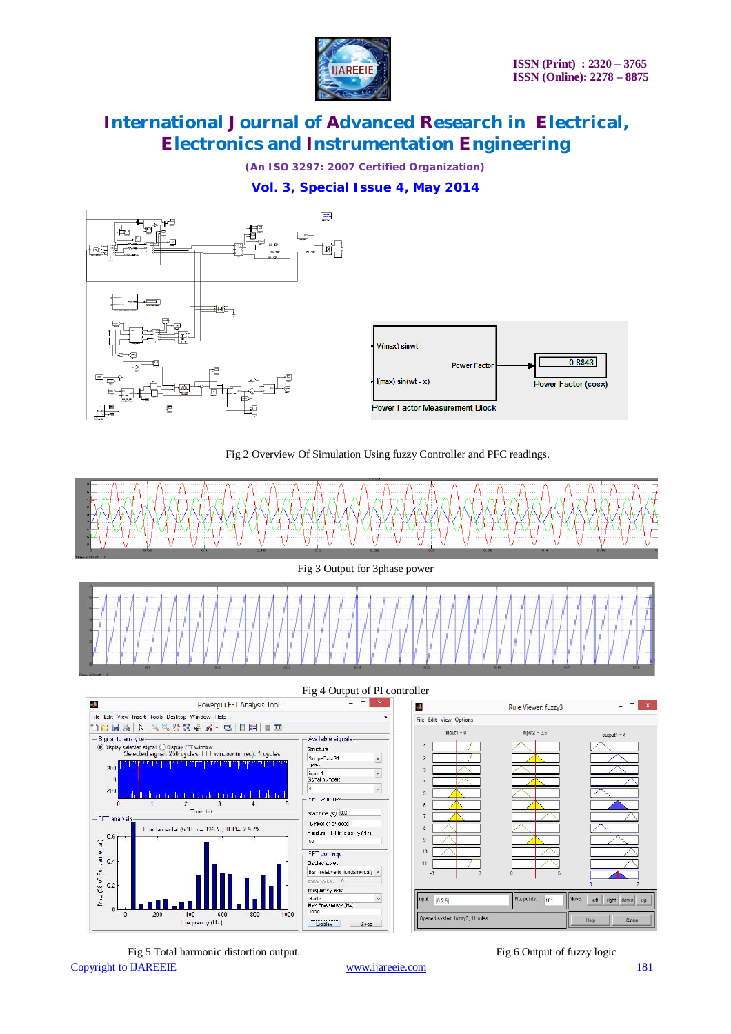Fig 2 Overview Of Simulation Using fuzzy Controller and PFC readings.

Fig 3 Output for 3phase power

Fig 4 Output of PI controller

Fig 5 Total harmonic distortion output.

Fig 6 Output of fuzzy logic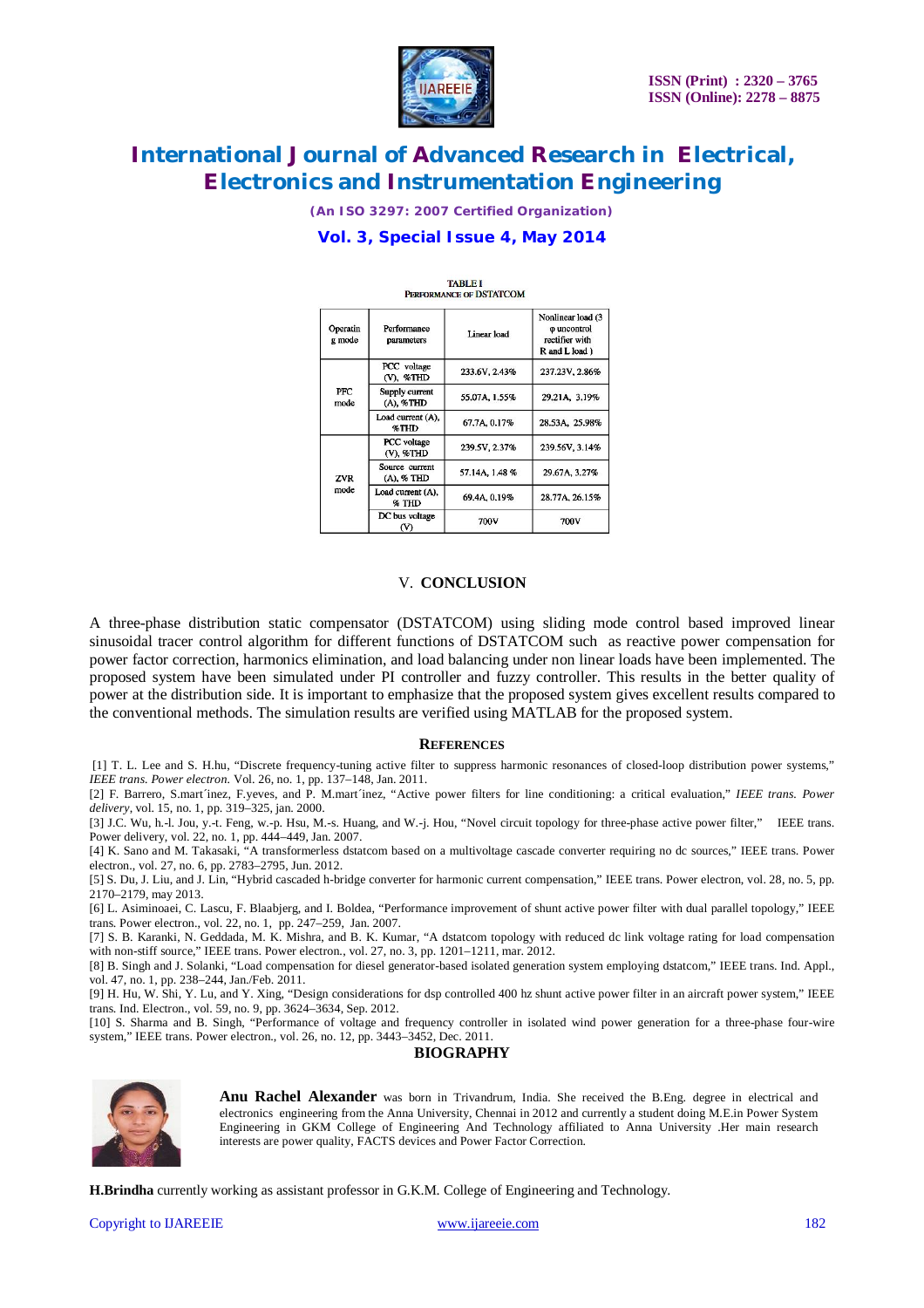TABLE I
PERFORMANCE OF DSTATCOM

| Operatin g mode | Performance parameters | Linear load | Nonlinear load (3 φ uncontrol rectifier with R and L load ) |
|---|---|---|---|
| PFC mode | PCC voltage (V), %THD | 233.6V, 2.43% | 237.23V, 2.86% |
| | Supply current (A), %THD | 55.07A, 1.55% | 29.21A, 3.19% |
| | Load current (A), %THD | 67.7A, 0.17% | 28.53A, 25.98% |
| ZVR mode | PCC voltage (V), %THD | 239.5V, 2.37% | 239.56V, 3.14% |
| | Source current (A), % THD | 57.14A, 1.48 % | 29.67A, 3.27% |
| | Load current (A), % THD | 69.4A, 0.19% | 28.77A, 26.15% |
| | DC bus voltage (V) | 700V | 700V |

## V. CONCLUSION

A three-phase distribution static compensator (DSTATCOM) using sliding mode control based improved linear sinusoidal tracer control algorithm for different functions of DSTATCOM such as reactive power compensation for power factor correction, harmonics elimination, and load balancing under non linear loads have been implemented. The proposed system have been simulated under PI controller and fuzzy controller. This results in the better quality of power at the distribution side. It is important to emphasize that the proposed system gives excellent results compared to the conventional methods. The simulation results are verified using MATLAB for the proposed system.

## REFERENCES

[1] T. L. Lee and S. H.hu, "Discrete frequency-tuning active filter to suppress harmonic resonances of closed-loop distribution power systems," *IEEE trans. Power electron.* Vol. 26, no. 1, pp. 137–148, Jan. 2011.

[2] F. Barrero, S.mart´inez, F.yeves, and P. M.mart´inez, "Active power filters for line conditioning: a critical evaluation," *IEEE trans. Power delivery*, vol. 15, no. 1, pp. 319–325, jan. 2000.

[3] J.C. Wu, h.-l. Jou, y.-t. Feng, w.-p. Hsu, M.-s. Huang, and W.-j. Hou, "Novel circuit topology for three-phase active power filter," IEEE trans. Power delivery, vol. 22, no. 1, pp. 444–449, Jan. 2007.

[4] K. Sano and M. Takasaki, "A transformerless dstatcom based on a multivoltage cascade converter requiring no dc sources," IEEE trans. Power electron., vol. 27, no. 6, pp. 2783–2795, Jun. 2012.

[5] S. Du, J. Liu, and J. Lin, "Hybrid cascaded h-bridge converter for harmonic current compensation," IEEE trans. Power electron, vol. 28, no. 5, pp. 2170–2179, may 2013.

[6] L. Asiminoaei, C. Lascu, F. Blaabjerg, and I. Boldea, "Performance improvement of shunt active power filter with dual parallel topology," IEEE trans. Power electron., vol. 22, no. 1, pp. 247–259, Jan. 2007.

[7] S. B. Karanki, N. Geddada, M. K. Mishra, and B. K. Kumar, "A dstatcom topology with reduced dc link voltage rating for load compensation with non-stiff source," IEEE trans. Power electron., vol. 27, no. 3, pp. 1201–1211, mar. 2012.

[8] B. Singh and J. Solanki, "Load compensation for diesel generator-based isolated generation system employing dstatcom," IEEE trans. Ind. Appl., vol. 47, no. 1, pp. 238–244, Jan./Feb. 2011.

[9] H. Hu, W. Shi, Y. Lu, and Y. Xing, "Design considerations for dsp controlled 400 hz shunt active power filter in an aircraft power system," IEEE trans. Ind. Electron., vol. 59, no. 9, pp. 3624–3634, Sep. 2012.

[10] S. Sharma and B. Singh, "Performance of voltage and frequency controller in isolated wind power generation for a three-phase four-wire system," IEEE trans. Power electron., vol. 26, no. 12, pp. 3443–3452, Dec. 2011.

## BIOGRAPHY

**Anu Rachel Alexander** was born in Trivandrum, India. She received the B.Eng. degree in electrical and electronics engineering from the Anna University, Chennai in 2012 and currently a student doing M.E.in Power System Engineering in GKM College of Engineering And Technology affiliated to Anna University .Her main research interests are power quality, FACTS devices and Power Factor Correction.

**H.Brindha** currently working as assistant professor in G.K.M. College of Engineering and Technology.